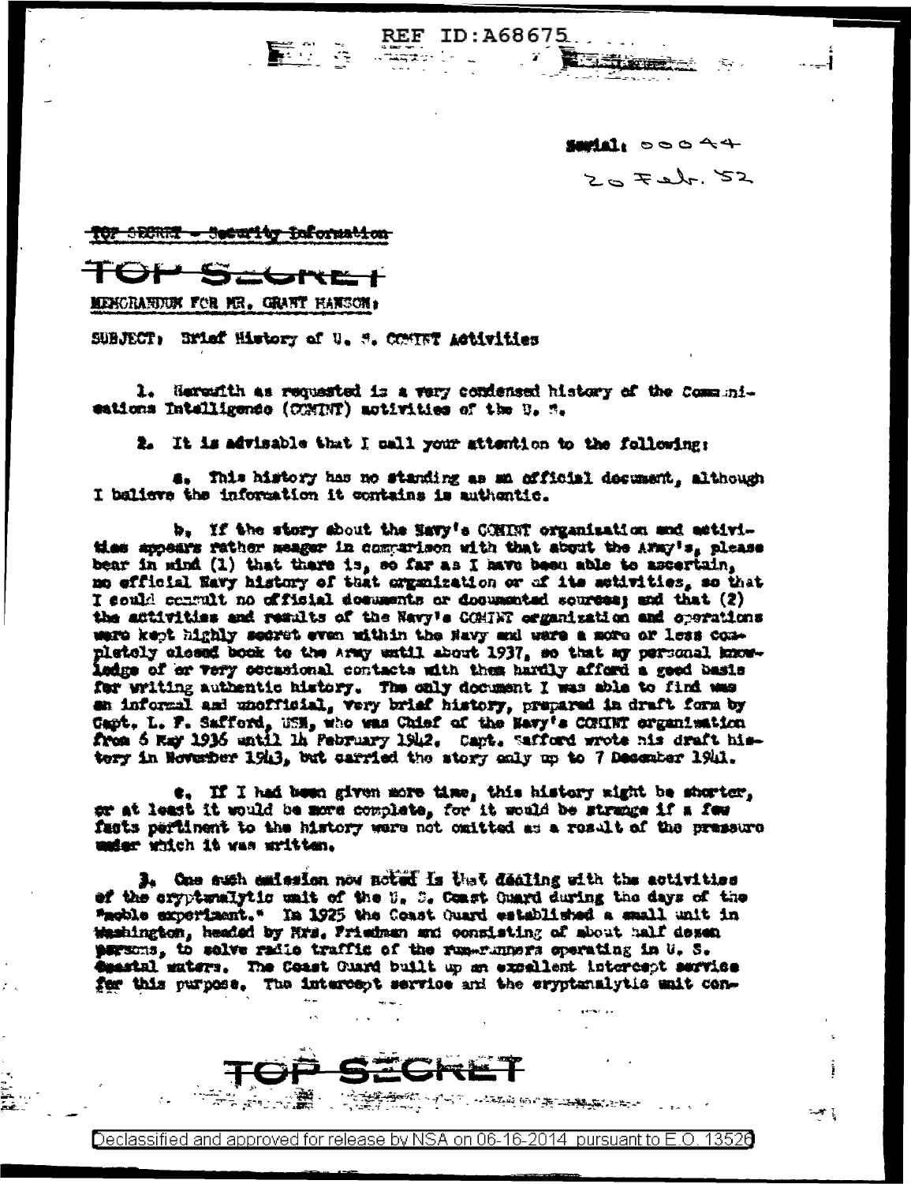REF ID:A68675

Serial: 00044
20 Feb. 52

TOP SECRET - Security Information

TOP SECRET

MEMORANDUM FOR MR. GRANT HANSON:

SUBJECT: Brief History of U. S. COMINT Activities

1. Herewith as requested is a very condensed history of the Communications Intelligence (COMINT) activities of the U. S.

2. It is advisable that I call your attention to the following:

a. This history has no standing as an official document, although I believe the information it contains is authentic.

b. If the story about the Navy's COMINT organization and activities appears rather meager in comparison with that about the Army's, please bear in mind (1) that there is, so far as I have been able to ascertain, no official Navy history of that organization or of its activities, so that I could consult no official documents or documented sources; and that (2) the activities and results of the Navy's COMINT organization and operations were kept highly secret even within the Navy and were a more or less completely closed book to the Army until about 1937, so that my personal knowledge of or very occasional contacts with them hardly afford a good basis for writing authentic history. The only document I was able to find was an informal and unofficial, very brief history, prepared in draft form by Capt. L. F. Safford, USN, who was Chief of the Navy's COMINT organization from 6 May 1936 until 14 February 1942. Capt. Safford wrote his draft history in November 1943, but carried the story only up to 7 December 1941.

c. If I had been given more time, this history might be shorter, or at least it would be more complete, for it would be strange if a few facts pertinent to the history were not omitted as a result of the pressure under which it was written.

3. One such omission now noted is that dealing with the activities of the cryptanalytic unit of the U. S. Coast Guard during the days of the "noble experiment." In 1925 the Coast Guard established a small unit in Washington, headed by Mrs. Friedman and consisting of about half dozen persons, to solve radio traffic of the rum-runners operating in U. S. coastal waters. The Coast Guard built up an excellent intercept service for this purpose. The intercept service and the cryptanalytic unit con-

TOP SECRET

Declassified and approved for release by NSA on 06-16-2014 pursuant to E.O. 13526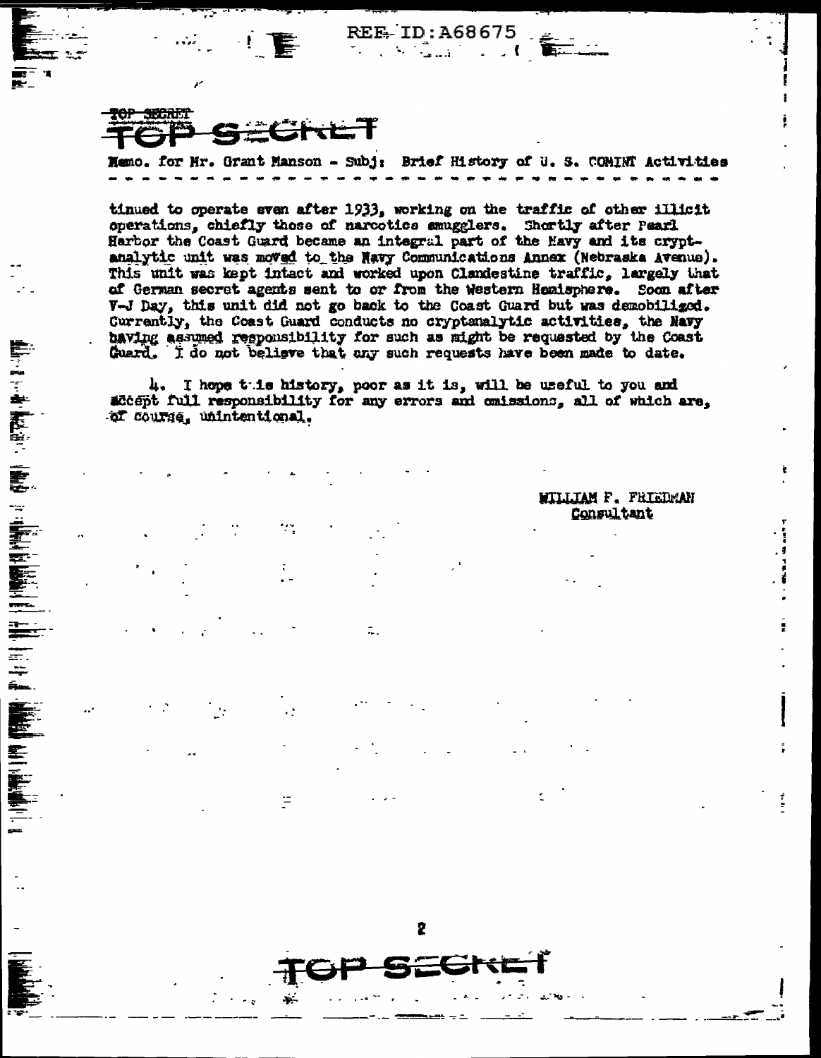TOP SECRET

Memo. for Mr. Grant Manson - Subj: Brief History of U. S. COMINT Activities

tinued to operate even after 1933, working on the traffic of other illicit operations, chiefly those of narcotics smugglers. Shortly after Pearl Harbor the Coast Guard became an integral part of the Navy and its cryptanalytic unit was moved to the Navy Communications Annex (Nebraska Avenue). This unit was kept intact and worked upon Clandestine traffic, largely that of German secret agents sent to or from the Western Hemisphere. Soon after V-J Day, this unit did not go back to the Coast Guard but was demobilized. Currently, the Coast Guard conducts no cryptanalytic activities, the Navy having assumed responsibility for such as might be requested by the Coast Guard. I do not believe that any such requests have been made to date.

4. I hope this history, poor as it is, will be useful to you and accept full responsibility for any errors and omissions, all of which are, of course, unintentional.

WILLIAM F. FRIEDMAN
Consultant

TOP SECRET